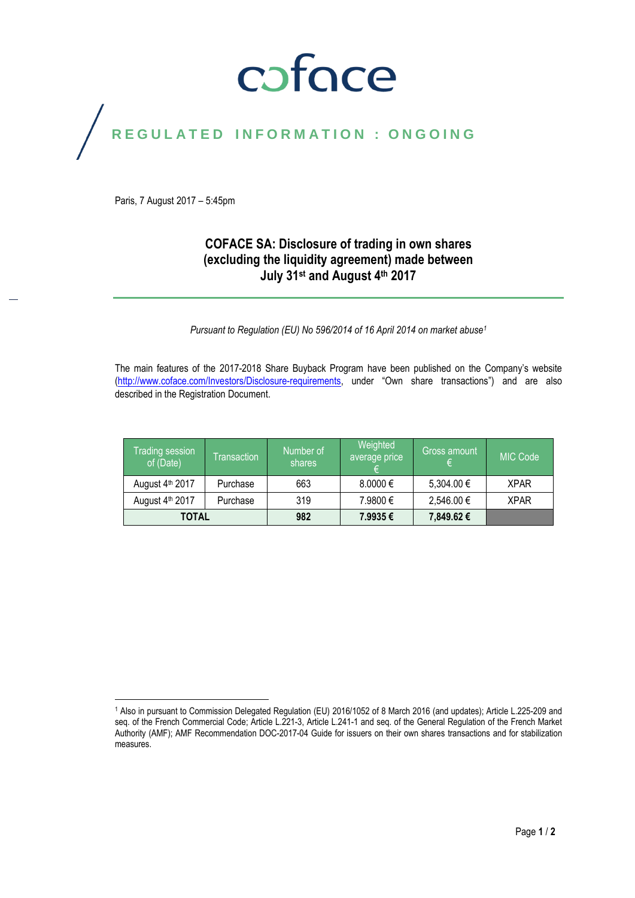coface

REGULATED INFORMATION : ONGOING

Paris, 7 August 2017 – 5:45pm

# COFACE SA: Disclosure of trading in own shares (excluding the liquidity agreement) made between July 31st and August 4th 2017

*Pursuant to Regulation (EU) No 596/2014 of 16 April 2014 on market abuse[1]*

The main features of the 2017-2018 Share Buyback Program have been published on the Company's website (http://www.coface.com/Investors/Disclosure-requirements, under "Own share transactions") and are also described in the Registration Document.

| Trading session of (Date) | Transaction | Number of shares | Weighted average price € | Gross amount € | MIC Code |
|---|---|---|---|---|---|
| August 4th 2017 | Purchase | 663 | 8.0000 € | 5,304.00 € | XPAR |
| August 4th 2017 | Purchase | 319 | 7.9800 € | 2,546.00 € | XPAR |
| **TOTAL** | | **982** | **7.9935 €** | **7,849.62 €** | |

[1] Also in pursuant to Commission Delegated Regulation (EU) 2016/1052 of 8 March 2016 (and updates); Article L.225-209 and seq. of the French Commercial Code; Article L.221-3, Article L.241-1 and seq. of the General Regulation of the French Market Authority (AMF); AMF Recommendation DOC-2017-04 Guide for issuers on their own shares transactions and for stabilization measures.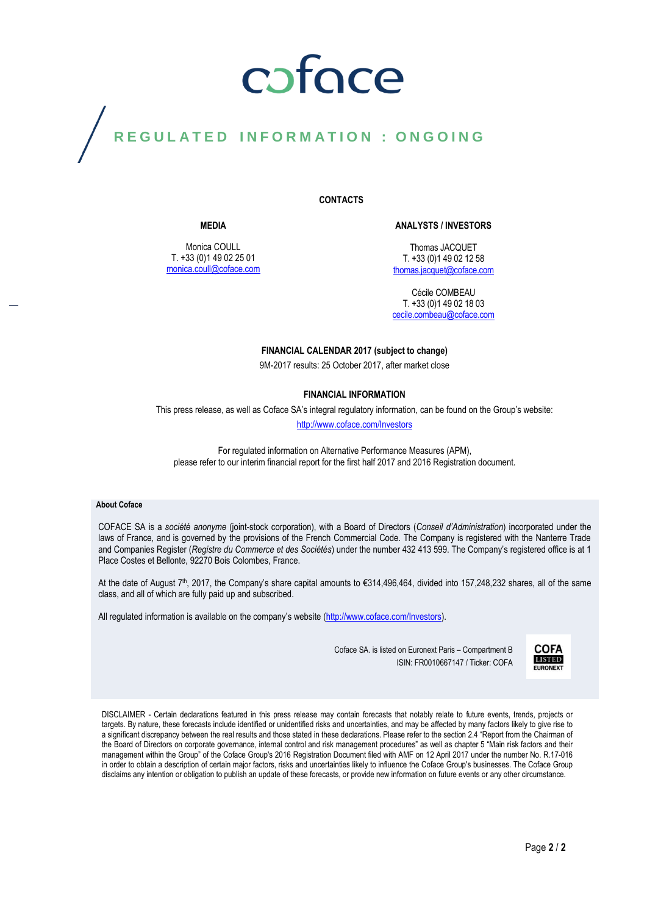# coface

## REGULATED INFORMATION : ONGOING

**CONTACTS**

**MEDIA**

Monica COULL
T. +33 (0)1 49 02 25 01
monica.coull@coface.com

**ANALYSTS / INVESTORS**

Thomas JACQUET
T. +33 (0)1 49 02 12 58
thomas.jacquet@coface.com

Cécile COMBEAU
T. +33 (0)1 49 02 18 03
cecile.combeau@coface.com

**FINANCIAL CALENDAR 2017 (subject to change)**

9M-2017 results: 25 October 2017, after market close

**FINANCIAL INFORMATION**

This press release, as well as Coface SA's integral regulatory information, can be found on the Group's website:
http://www.coface.com/Investors

For regulated information on Alternative Performance Measures (APM),
please refer to our interim financial report for the first half 2017 and 2016 Registration document.

**About Coface**

COFACE SA is a *société anonyme* (joint-stock corporation), with a Board of Directors (*Conseil d'Administration*) incorporated under the laws of France, and is governed by the provisions of the French Commercial Code. The Company is registered with the Nanterre Trade and Companies Register (*Registre du Commerce et des Sociétés*) under the number 432 413 599. The Company's registered office is at 1 Place Costes et Bellonte, 92270 Bois Colombes, France.

At the date of August 7th, 2017, the Company's share capital amounts to €314,496,464, divided into 157,248,232 shares, all of the same class, and all of which are fully paid up and subscribed.

All regulated information is available on the company's website (http://www.coface.com/Investors).

Coface SA. is listed on Euronext Paris – Compartment B
ISIN: FR0010667147 / Ticker: COFA

COFA LISTED EURONEXT

DISCLAIMER - Certain declarations featured in this press release may contain forecasts that notably relate to future events, trends, projects or targets. By nature, these forecasts include identified or unidentified risks and uncertainties, and may be affected by many factors likely to give rise to a significant discrepancy between the real results and those stated in these declarations. Please refer to the section 2.4 "Report from the Chairman of the Board of Directors on corporate governance, internal control and risk management procedures" as well as chapter 5 "Main risk factors and their management within the Group" of the Coface Group's 2016 Registration Document filed with AMF on 12 April 2017 under the number No. R.17-016 in order to obtain a description of certain major factors, risks and uncertainties likely to influence the Coface Group's businesses. The Coface Group disclaims any intention or obligation to publish an update of these forecasts, or provide new information on future events or any other circumstance.